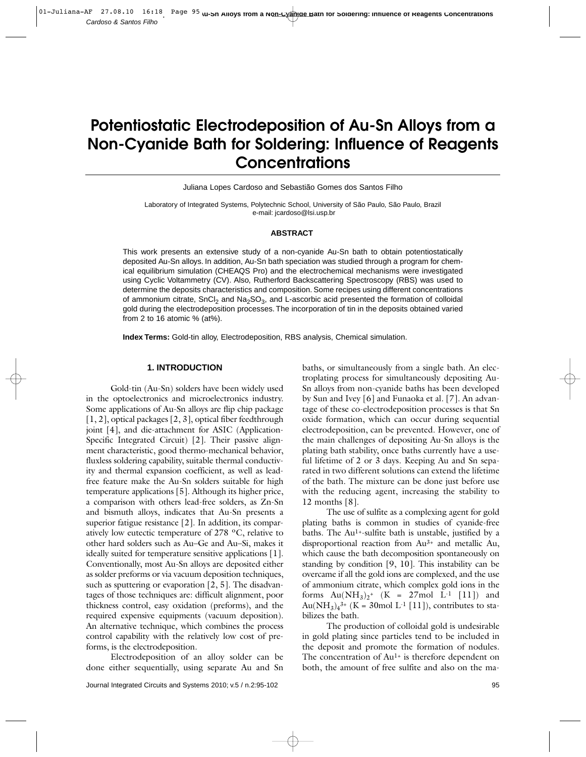# Potentiostatic Electrodeposition of Au-Sn Alloys from a Non-Cyanide Bath for Soldering: Influence of Reagents Concentrations

Juliana Lopes Cardoso and Sebastião Gomes dos Santos Filho

Laboratory of Integrated Systems, Polytechnic School, University of São Paulo, São Paulo, Brazil
e-mail: jcardoso@lsi.usp.br

## ABSTRACT

This work presents an extensive study of a non-cyanide Au-Sn bath to obtain potentiostatically deposited Au-Sn alloys. In addition, Au-Sn bath speciation was studied through a program for chemical equilibrium simulation (CHEAQS Pro) and the electrochemical mechanisms were investigated using Cyclic Voltammetry (CV). Also, Rutherford Backscattering Spectroscopy (RBS) was used to determine the deposits characteristics and composition. Some recipes using different concentrations of ammonium citrate, $SnCl_2$ and $Na_2SO_3$, and L-ascorbic acid presented the formation of colloidal gold during the electrodeposition processes. The incorporation of tin in the deposits obtained varied from 2 to 16 atomic % (at%).

**Index Terms:** Gold-tin alloy, Electrodeposition, RBS analysis, Chemical simulation.

## 1. INTRODUCTION

Gold-tin (Au-Sn) solders have been widely used in the optoelectronics and microelectronics industry. Some applications of Au-Sn alloys are flip chip package [1, 2], optical packages [2, 3], optical fiber feedthrough joint [4], and die-attachment for ASIC (Application-Specific Integrated Circuit) [2]. Their passive alignment characteristic, good thermo-mechanical behavior, fluxless soldering capability, suitable thermal conductivity and thermal expansion coefficient, as well as lead-free feature make the Au-Sn solders suitable for high temperature applications [5]. Although its higher price, a comparison with others lead-free solders, as Zn-Sn and bismuth alloys, indicates that Au-Sn presents a superior fatigue resistance [2]. In addition, its comparatively low eutectic temperature of 278 °C, relative to other hard solders such as Au–Ge and Au–Si, makes it ideally suited for temperature sensitive applications [1]. Conventionally, most Au-Sn alloys are deposited either as solder preforms or via vacuum deposition techniques, such as sputtering or evaporation [2, 5]. The disadvantages of those techniques are: difficult alignment, poor thickness control, easy oxidation (preforms), and the required expensive equipments (vacuum deposition). An alternative technique, which combines the process control capability with the relatively low cost of preforms, is the electrodeposition.

Electrodeposition of an alloy solder can be done either sequentially, using separate Au and Sn baths, or simultaneously from a single bath. An electroplating process for simultaneously depositing Au-Sn alloys from non-cyanide baths has been developed by Sun and Ivey [6] and Funaoka et al. [7]. An advantage of these co-electrodeposition processes is that Sn oxide formation, which can occur during sequential electrodeposition, can be prevented. However, one of the main challenges of depositing Au-Sn alloys is the plating bath stability, once baths currently have a useful lifetime of 2 or 3 days. Keeping Au and Sn separated in two different solutions can extend the lifetime of the bath. The mixture can be done just before use with the reducing agent, increasing the stability to 12 months [8].

The use of sulfite as a complexing agent for gold plating baths is common in studies of cyanide-free baths. The $Au^{1+}$-sulfite bath is unstable, justified by a disproportional reaction from $Au^{3+}$ and metallic Au, which cause the bath decomposition spontaneously on standing by condition [9, 10]. This instability can be overcame if all the gold ions are complexed, and the use of ammonium citrate, which complex gold ions in the forms $Au(NH_3)_2^{+}$ (K = 27mol $L^{-1}$ [11]) and $Au(NH_3)_4^{3+}$ (K = 30mol $L^{-1}$ [11]), contributes to stabilizes the bath.

The production of colloidal gold is undesirable in gold plating since particles tend to be included in the deposit and promote the formation of nodules. The concentration of $Au^{1+}$ is therefore dependent on both, the amount of free sulfite and also on the ma-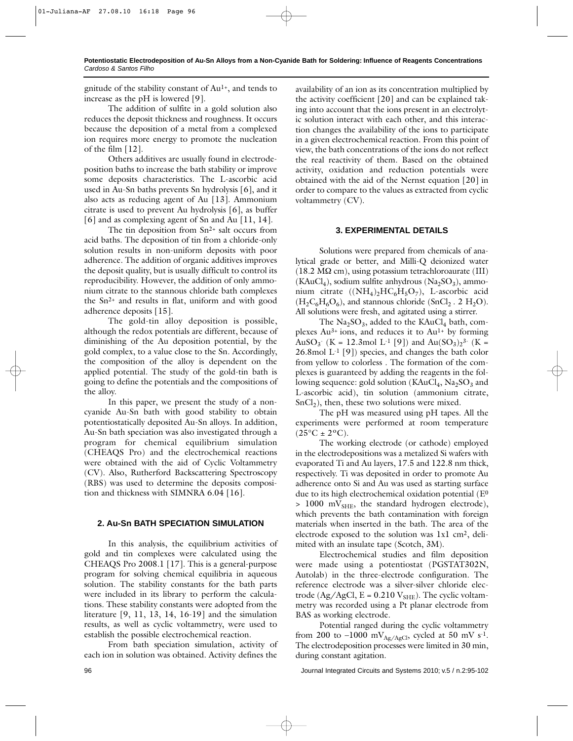gnitude of the stability constant of $Au^{1+}$, and tends to increase as the pH is lowered [9].

The addition of sulfite in a gold solution also reduces the deposit thickness and roughness. It occurs because the deposition of a metal from a complexed ion requires more energy to promote the nucleation of the film [12].

Others additives are usually found in electrodeposition baths to increase the bath stability or improve some deposits characteristics. The L-ascorbic acid used in Au-Sn baths prevents Sn hydrolysis [6], and it also acts as reducing agent of Au [13]. Ammonium citrate is used to prevent Au hydrolysis [6], as buffer [6] and as complexing agent of Sn and Au [11, 14].

The tin deposition from $Sn^{2+}$ salt occurs from acid baths. The deposition of tin from a chloride-only solution results in non-uniform deposits with poor adherence. The addition of organic additives improves the deposit quality, but is usually difficult to control its reproducibility. However, the addition of only ammonium citrate to the stannous chloride bath complexes the $Sn^{2+}$ and results in flat, uniform and with good adherence deposits [15].

The gold-tin alloy deposition is possible, although the redox potentials are different, because of diminishing of the Au deposition potential, by the gold complex, to a value close to the Sn. Accordingly, the composition of the alloy is dependent on the applied potential. The study of the gold-tin bath is going to define the potentials and the compositions of the alloy.

In this paper, we present the study of a non-cyanide Au-Sn bath with good stability to obtain potentiostatically deposited Au-Sn alloys. In addition, Au-Sn bath speciation was also investigated through a program for chemical equilibrium simulation (CHEAQS Pro) and the electrochemical reactions were obtained with the aid of Cyclic Voltammetry (CV). Also, Rutherford Backscattering Spectroscopy (RBS) was used to determine the deposits composition and thickness with SIMNRA 6.04 [16].

## 2. Au-Sn BATH SPECIATION SIMULATION

In this analysis, the equilibrium activities of gold and tin complexes were calculated using the CHEAQS Pro 2008.1 [17]. This is a general-purpose program for solving chemical equilibria in aqueous solution. The stability constants for the bath parts were included in its library to perform the calculations. These stability constants were adopted from the literature [9, 11, 13, 14, 16-19] and the simulation results, as well as cyclic voltammetry, were used to establish the possible electrochemical reaction.

From bath speciation simulation, activity of each ion in solution was obtained. Activity defines the availability of an ion as its concentration multiplied by the activity coefficient [20] and can be explained taking into account that the ions present in an electrolytic solution interact with each other, and this interaction changes the availability of the ions to participate in a given electrochemical reaction. From this point of view, the bath concentrations of the ions do not reflect the real reactivity of them. Based on the obtained activity, oxidation and reduction potentials were obtained with the aid of the Nernst equation [20] in order to compare to the values as extracted from cyclic voltammetry (CV).

## 3. EXPERIMENTAL DETAILS

Solutions were prepared from chemicals of analytical grade or better, and Milli-Q deionized water (18.2 MΩ cm), using potassium tetrachloroaurate (III) ($KAuCl_4$), sodium sulfite anhydrous ($Na_2SO_3$), ammonium citrate ($(NH_4)_2HC_6H_5O_7$), L-ascorbic acid ($H_2C_6H_6O_6$), and stannous chloride ($SnCl_2 \cdot 2\,H_2O$). All solutions were fresh, and agitated using a stirrer.

The $Na_2SO_3$, added to the $KAuCl_4$ bath, complexes $Au^{3+}$ ions, and reduces it to $Au^{1+}$ by forming $AuSO_3^-$ (K = 12.3mol $L^{-1}$ [9]) and $Au(SO_3)_2^{3-}$ (K = 26.8mol $L^{-1}$ [9]) species, and changes the bath color from yellow to colorless . The formation of the complexes is guaranteed by adding the reagents in the following sequence: gold solution ($KAuCl_4$, $Na_2SO_3$ and L-ascorbic acid), tin solution (ammonium citrate, $SnCl_2$), then, these two solutions were mixed.

The pH was measured using pH tapes. All the experiments were performed at room temperature (25°C ± 2°C).

The working electrode (or cathode) employed in the electrodepositions was a metalized Si wafers with evaporated Ti and Au layers, 17.5 and 122.8 nm thick, respectively. Ti was deposited in order to promote Au adherence onto Si and Au was used as starting surface due to its high electrochemical oxidation potential ($E^0$ > 1000 $mV_{SHE}$, the standard hydrogen electrode), which prevents the bath contamination with foreign materials when inserted in the bath. The area of the electrode exposed to the solution was 1x1 $cm^2$, delimited with an insulate tape (Scotch, 3M).

Electrochemical studies and film deposition were made using a potentiostat (PGSTAT302N, Autolab) in the three-electrode configuration. The reference electrode was a silver-silver chloride electrode (Ag/AgCl, E = 0.210 $V_{SHE}$). The cyclic voltammetry was recorded using a Pt planar electrode from BAS as working electrode.

Potential ranged during the cyclic voltammetry from 200 to –1000 $mV_{Ag/AgCl}$, cycled at 50 mV $s^{-1}$. The electrodeposition processes were limited in 30 min, during constant agitation.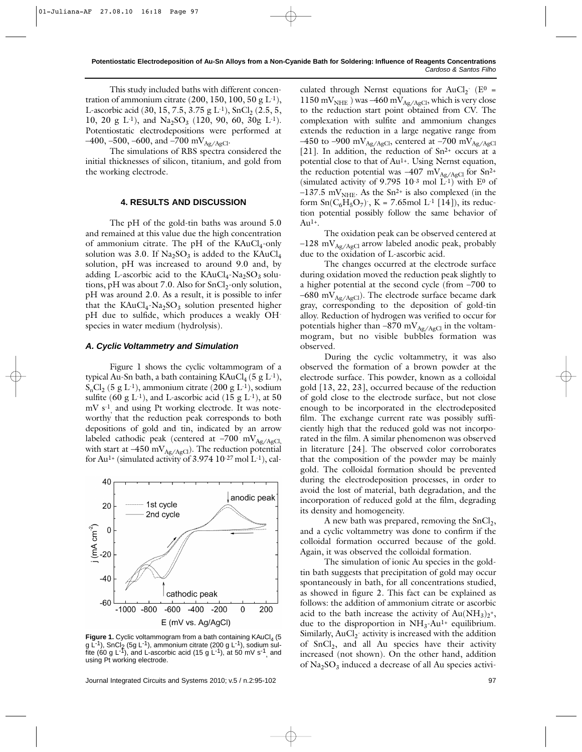This study included baths with different concentration of ammonium citrate (200, 150, 100, 50 g $L^{-1}$), L-ascorbic acid (30, 15, 7.5, 3.75 g $L^{-1}$), $SnCl_2$ (2.5, 5, 10, 20 g $L^{-1}$), and $Na_2SO_3$ (120, 90, 60, 30g $L^{-1}$). Potentiostatic electrodepositions were performed at –400, –500, –600, and –700 $mV_{Ag/AgCl}$.

The simulations of RBS spectra considered the initial thicknesses of silicon, titanium, and gold from the working electrode.

## 4. RESULTS AND DISCUSSION

The pH of the gold-tin baths was around 5.0 and remained at this value due the high concentration of ammonium citrate. The pH of the $KAuCl_4$-only solution was 3.0. If $Na_2SO_3$ is added to the $KAuCl_4$ solution, pH was increased to around 9.0 and, by adding L-ascorbic acid to the $KAuCl_4$-$Na_2SO_3$ solutions, pH was about 7.0. Also for $SnCl_2$-only solution, pH was around 2.0. As a result, it is possible to infer that the $KAuCl_4$-$Na_2SO_3$ solution presented higher pH due to sulfide, which produces a weakly $OH^-$ species in water medium (hydrolysis).

### *A. Cyclic Voltammetry and Simulation*

Figure 1 shows the cyclic voltammogram of a typical Au-Sn bath, a bath containing $KAuCl_4$ (5 g $L^{-1}$), $S_nCl_2$ (5 g $L^{-1}$), ammonium citrate (200 g $L^{-1}$), sodium sulfite (60 g $L^{-1}$), and L-ascorbic acid (15 g $L^{-1}$), at 50 mV $s^{-1}$ and using Pt working electrode. It was noteworthy that the reduction peak corresponds to both depositions of gold and tin, indicated by an arrow labeled cathodic peak (centered at –700 $mV_{Ag/AgCl}$, with start at –450 $mV_{Ag/AgCl}$). The reduction potential for $Au^{1+}$ (simulated activity of 3.974 $10^{-27}$ mol $L^{-1}$), calculated through Nernst equations for $AuCl_2^-$ ($E^0$ = 1150 $mV_{NHE}$ ) was –460 $mV_{Ag/AgCl}$, which is very close to the reduction start point obtained from CV. The complexation with sulfite and ammonium changes extends the reduction in a large negative range from –450 to –900 $mV_{Ag/AgCl}$, centered at –700 $mV_{Ag/AgCl}$ [21]. In addition, the reduction of $Sn^{2+}$ occurs at a potential close to that of $Au^{1+}$. Using Nernst equation, the reduction potential was –407 $mV_{Ag/AgCl}$ for $Sn^{2+}$ (simulated activity of 9.795 $10^{-3}$ mol $L^{-1}$) with $E^0$ of –137.5 $mV_{NHE}$. As the $Sn^{2+}$ is also complexed (in the form $Sn(C_6H_5O_7)^-$, K = 7.65mol $L^{-1}$ [14]), its reduction potential possibly follow the same behavior of $Au^{1+}$.

**Figure 1.** Cyclic voltammogram from a bath containing $KAuCl_4$ (5 g $L^{-1}$), $SnCl_2$ (5g $L^{-1}$), ammonium citrate (200 g $L^{-1}$), sodium sulfite (60 g $L^{-1}$), and L-ascorbic acid (15 g $L^{-1}$), at 50 mV $s^{-1}$ and using Pt working electrode.

The oxidation peak can be observed centered at –128 $mV_{Ag/AgCl}$ arrow labeled anodic peak, probably due to the oxidation of L-ascorbic acid.

The changes occurred at the electrode surface during oxidation moved the reduction peak slightly to a higher potential at the second cycle (from –700 to –680 $mV_{Ag/AgCl}$). The electrode surface became dark gray, corresponding to the deposition of gold-tin alloy. Reduction of hydrogen was verified to occur for potentials higher than –870 $mV_{Ag/AgCl}$ in the voltammogram, but no visible bubbles formation was observed.

During the cyclic voltammetry, it was also observed the formation of a brown powder at the electrode surface. This powder, known as a colloidal gold [13, 22, 23], occurred because of the reduction of gold close to the electrode surface, but not close enough to be incorporated in the electrodeposited film. The exchange current rate was possibly sufficiently high that the reduced gold was not incorporated in the film. A similar phenomenon was observed in literature [24]. The observed color corroborates that the composition of the powder may be mainly gold. The colloidal formation should be prevented during the electrodeposition processes, in order to avoid the lost of material, bath degradation, and the incorporation of reduced gold at the film, degrading its density and homogeneity.

A new bath was prepared, removing the $SnCl_2$, and a cyclic voltammetry was done to confirm if the colloidal formation occurred because of the gold. Again, it was observed the colloidal formation.

The simulation of ionic Au species in the gold-tin bath suggests that precipitation of gold may occur spontaneously in bath, for all concentrations studied, as showed in figure 2. This fact can be explained as follows: the addition of ammonium citrate or ascorbic acid to the bath increase the activity of $Au(NH_3)_2^+$, due to the disproportion in $NH_3$-$Au^{1+}$ equilibrium. Similarly, $AuCl_2^-$ activity is increased with the addition of $SnCl_2$, and all Au species have their activity increased (not shown). On the other hand, addition of $Na_2SO_3$ induced a decrease of all Au species activi-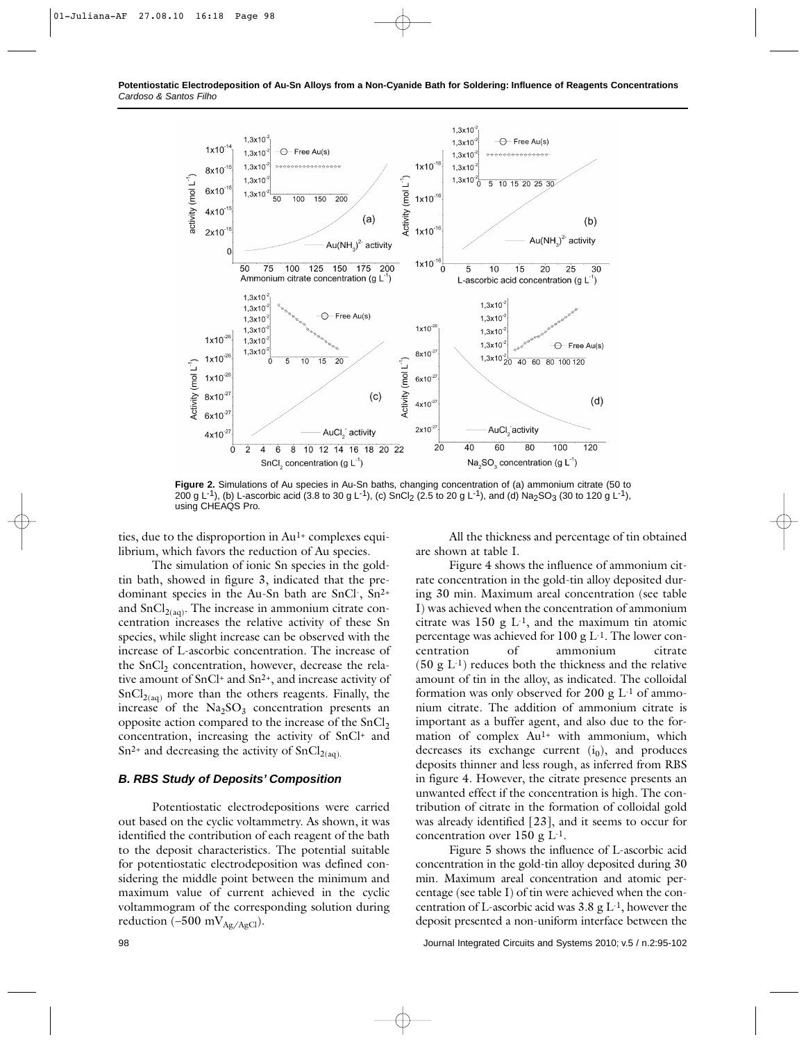**Figure 2.** Simulations of Au species in Au-Sn baths, changing concentration of (a) ammonium citrate (50 to 200 g $L^{-1}$), (b) L-ascorbic acid (3.8 to 30 g $L^{-1}$), (c) $SnCl_2$ (2.5 to 20 g $L^{-1}$), and (d) $Na_2SO_3$ (30 to 120 g $L^{-1}$), using CHEAQS Pro.

ties, due to the disproportion in $Au^{1+}$ complexes equilibrium, which favors the reduction of Au species.

The simulation of ionic Sn species in the gold-tin bath, showed in figure 3, indicated that the predominant species in the Au-Sn bath are $SnCl^-$, $Sn^{2+}$ and $SnCl_{2(aq)}$. The increase in ammonium citrate concentration increases the relative activity of these Sn species, while slight increase can be observed with the increase of L-ascorbic concentration. The increase of the $SnCl_2$ concentration, however, decrease the relative amount of $SnCl^+$ and $Sn^{2+}$, and increase activity of $SnCl_{2(aq)}$ more than the others reagents. Finally, the increase of the $Na_2SO_3$ concentration presents an opposite action compared to the increase of the $SnCl_2$ concentration, increasing the activity of $SnCl^+$ and $Sn^{2+}$ and decreasing the activity of $SnCl_{2(aq)}$.

### *B. RBS Study of Deposits' Composition*

Potentiostatic electrodepositions were carried out based on the cyclic voltammetry. As shown, it was identified the contribution of each reagent of the bath to the deposit characteristics. The potential suitable for potentiostatic electrodeposition was defined considering the middle point between the minimum and maximum value of current achieved in the cyclic voltammogram of the corresponding solution during reduction ($-500$ $mV_{Ag/AgCl}$).

All the thickness and percentage of tin obtained are shown at table I.

Figure 4 shows the influence of ammonium citrate concentration in the gold-tin alloy deposited during 30 min. Maximum areal concentration (see table I) was achieved when the concentration of ammonium citrate was 150 g $L^{-1}$, and the maximum tin atomic percentage was achieved for 100 g $L^{-1}$. The lower concentration of ammonium citrate (50 g $L^{-1}$) reduces both the thickness and the relative amount of tin in the alloy, as indicated. The colloidal formation was only observed for 200 g $L^{-1}$ of ammonium citrate. The addition of ammonium citrate is important as a buffer agent, and also due to the formation of complex $Au^{1+}$ with ammonium, which decreases its exchange current ($i_0$), and produces deposits thinner and less rough, as inferred from RBS in figure 4. However, the citrate presence presents an unwanted effect if the concentration is high. The contribution of citrate in the formation of colloidal gold was already identified [23], and it seems to occur for concentration over 150 g $L^{-1}$.

Figure 5 shows the influence of L-ascorbic acid concentration in the gold-tin alloy deposited during 30 min. Maximum areal concentration and atomic percentage (see table I) of tin were achieved when the concentration of L-ascorbic acid was 3.8 g $L^{-1}$, however the deposit presented a non-uniform interface between the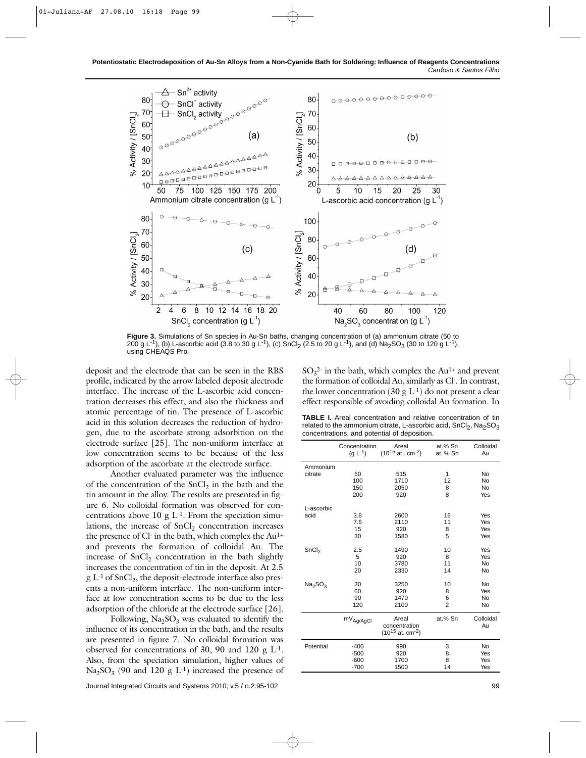Figure 3. Simulations of Sn species in Au-Sn baths, changing concentration of (a) ammonium citrate (50 to 200 g $L^{-1}$), (b) L-ascorbic acid (3.8 to 30 g $L^{-1}$), (c) $SnCl_2$ (2.5 to 20 g $L^{-1}$), and (d) $Na_2SO_3$ (30 to 120 g $L^{-1}$), using CHEAQS Pro.

deposit and the electrode that can be seen in the RBS profile, indicated by the arrow labeled deposit alectrode interface. The increase of the L-ascorbic acid concentration decreases this effect, and also the thickness and atomic percentage of tin. The presence of L-ascorbic acid in this solution decreases the reduction of hydrogen, due to the ascorbate strong adsorbition on the electrode surface [25]. The non-uniform interface at low concentration seems to be because of the less adsorption of the ascorbate at the electrode surface.

Another evaluated parameter was the influence of the concentration of the $SnCl_2$ in the bath and the tin amount in the alloy. The results are presented in figure 6. No colloidal formation was observed for concentrations above 10 g $L^{-1}$. From the speciation simulations, the increase of $SnCl_2$ concentration increases the presence of $Cl^-$ in the bath, which complex the $Au^{1+}$ and prevents the formation of colloidal Au. The increase of $SnCl_2$ concentration in the bath slightly increases the concentration of tin in the deposit. At 2.5 g $L^{-1}$ of $SnCl_2$, the deposit-electrode interface also presents a non-uniform interface. The non-uniform interface at low concentration seems to be due to the less adsorption of the chloride at the electrode surface [26].

Following, $Na_2SO_3$ was evaluated to identify the influence of its concentration in the bath, and the results are presented in figure 7. No colloidal formation was observed for concentrations of 30, 90 and 120 g $L^{-1}$. Also, from the speciation simulation, higher values of $Na_2SO_3$ (90 and 120 g $L^{-1}$) increased the presence of $SO_3^{2-}$ in the bath, which complex the $Au^{1+}$ and prevent the formation of colloidal Au, similarly as $Cl^-$. In contrast, the lower concentration (30 g $L^{-1}$) do not present a clear effect responsible of avoiding colloidal Au formation. In

**TABLE I.** Areal concentration and relative concentration of tin related to the ammonium citrate, L-ascorbic acid, $SnCl_2$, $Na_2SO_3$ concentrations, and potential of deposition.

| | Concentration (g $L^{-1}$) | Areal ($10^{15}$ at . $cm^{-2}$) | at.% Sn at. % Sn | Colloidal Au |
|---|---|---|---|---|
| Ammonium citrate | 50 | 515 | 1 | No |
| | 100 | 1710 | 12 | No |
| | 150 | 2050 | 8 | No |
| | 200 | 920 | 8 | Yes |
| L-ascorbic acid | 3.8 | 2600 | 16 | Yes |
| | 7.6 | 2110 | 11 | Yes |
| | 15 | 920 | 8 | Yes |
| | 30 | 1580 | 5 | Yes |
| $SnCl_2$ | 2.5 | 1490 | 10 | Yes |
| | 5 | 920 | 8 | Yes |
| | 10 | 3780 | 11 | No |
| | 20 | 2330 | 14 | No |
| $Na_2SO_3$ | 30 | 3250 | 10 | No |
| | 60 | 920 | 8 | Yes |
| | 90 | 1470 | 6 | No |
| | 120 | 2100 | 2 | No |
| | $mV_{Ag/AgCl}$ | Areal concentration ($10^{15}$ at. $cm^{-2}$) | at.% Sn | Colloidal Au |
| Potential | -400 | 990 | 3 | No |
| | -500 | 920 | 8 | Yes |
| | -600 | 1700 | 8 | Yes |
| | -700 | 1500 | 14 | Yes |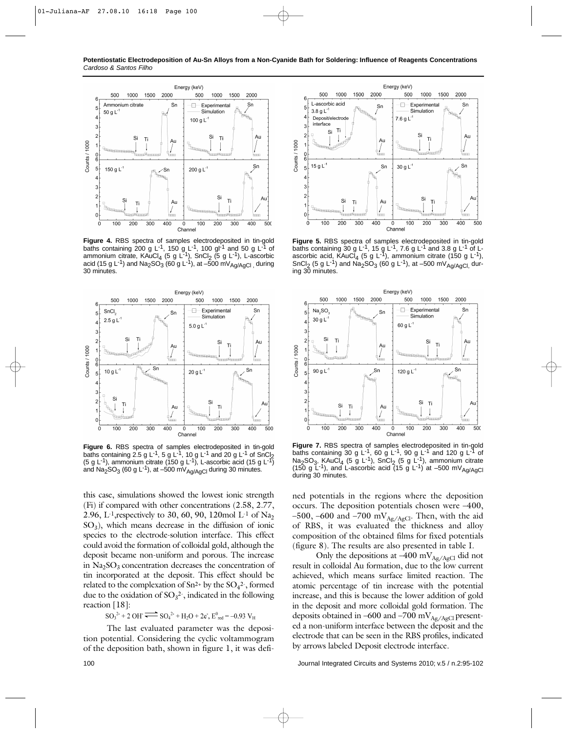Figure 4. RBS spectra of samples electrodeposited in tin-gold baths containing 200 g $L^{-1}$, 150 g $L^{-1}$, 100 $gl^{-1}$ and 50 g $L^{-1}$ of ammonium citrate, $KAuCl_4$ (5 g $L^{-1}$), $SnCl_2$ (5 g $L^{-1}$), L-ascorbic acid (15 g $L^{-1}$) and $Na_2SO_3$ (60 g $L^{-1}$), at –500 $mV_{Ag/AgCl}$ , during 30 minutes.

Figure 5. RBS spectra of samples electrodeposited in tin-gold baths containing 30 g $L^{-1}$, 15 g $L^{-1}$, 7.6 g $L^{-1}$ and 3.8 g $L^{-1}$ of L-ascorbic acid, $KAuCl_4$ (5 g $L^{-1}$), ammonium citrate (150 g $L^{-1}$), $SnCl_2$ (5 g $L^{-1}$) and $Na_2SO_3$ (60 g $L^{-1}$), at –500 $mV_{Ag/AgCl}$, during 30 minutes.

Figure 6. RBS spectra of samples electrodeposited in tin-gold baths containing 2.5 g $L^{-1}$, 5 g $L^{-1}$, 10 g $L^{-1}$ and 20 g $L^{-1}$ of $SnCl_2$ (5 g $L^{-1}$), ammonium citrate (150 g $L^{-1}$), L-ascorbic acid (15 g $L^{-1}$) and $Na_2SO_3$ (60 g $L^{-1}$), at –500 $mV_{Ag/AgCl}$ during 30 minutes.

Figure 7. RBS spectra of samples electrodeposited in tin-gold baths containing 30 g $L^{-1}$, 60 g $L^{-1}$, 90 g $L^{-1}$ and 120 g $L^{-1}$ of $Na_2SO_3$, $KAuCl_4$ (5 g $L^{-1}$), $SnCl_2$ (5 g $L^{-1}$), ammonium citrate (150 g $L^{-1}$), and L-ascorbic acid (15 g $L^{-1}$) at –500 $mV_{Ag/AgCl}$ during 30 minutes.

this case, simulations showed the lowest ionic strength (Fi) if compared with other concentrations (2.58, 2.77, 2.96, $L^{-1}$,respectively to 30, 60, 90, 120mol $L^{-1}$ of $Na_2SO_3$), which means decrease in the diffusion of ionic species to the electrode-solution interface. This effect could avoid the formation of colloidal gold, although the deposit became non-uniform and porous. The increase in $Na_2SO_3$ concentration decreases the concentration of tin incorporated at the deposit. This effect should be related to the complexation of $Sn^{2+}$ by the $SO_4^{2-}$, formed due to the oxidation of $SO_3^{2-}$, indicated in the following reaction [18]:

$$SO_3^{2-} + 2\,OH^- \rightleftharpoons SO_4^{2-} + H_2O + 2e^-,\ E^0_{red} = -0.93\ V_H$$

The last evaluated parameter was the deposition potential. Considering the cyclic voltammogram of the deposition bath, shown in figure 1, it was defined potentials in the regions where the deposition occurs. The deposition potentials chosen were –400, –500, –600 and –700 $mV_{Ag/AgCl}$. Then, with the aid of RBS, it was evaluated the thickness and alloy composition of the obtained films for fixed potentials (figure 8). The results are also presented in table I.

Only the depositions at –400 $mV_{Ag/AgCl}$ did not result in colloidal Au formation, due to the low current achieved, which means surface limited reaction. The atomic percentage of tin increase with the potential increase, and this is because the lower addition of gold in the deposit and more colloidal gold formation. The deposits obtained in –600 and –700 $mV_{Ag/AgCl}$ presented a non-uniform interface between the deposit and the electrode that can be seen in the RBS profiles, indicated by arrows labeled Deposit electrode interface.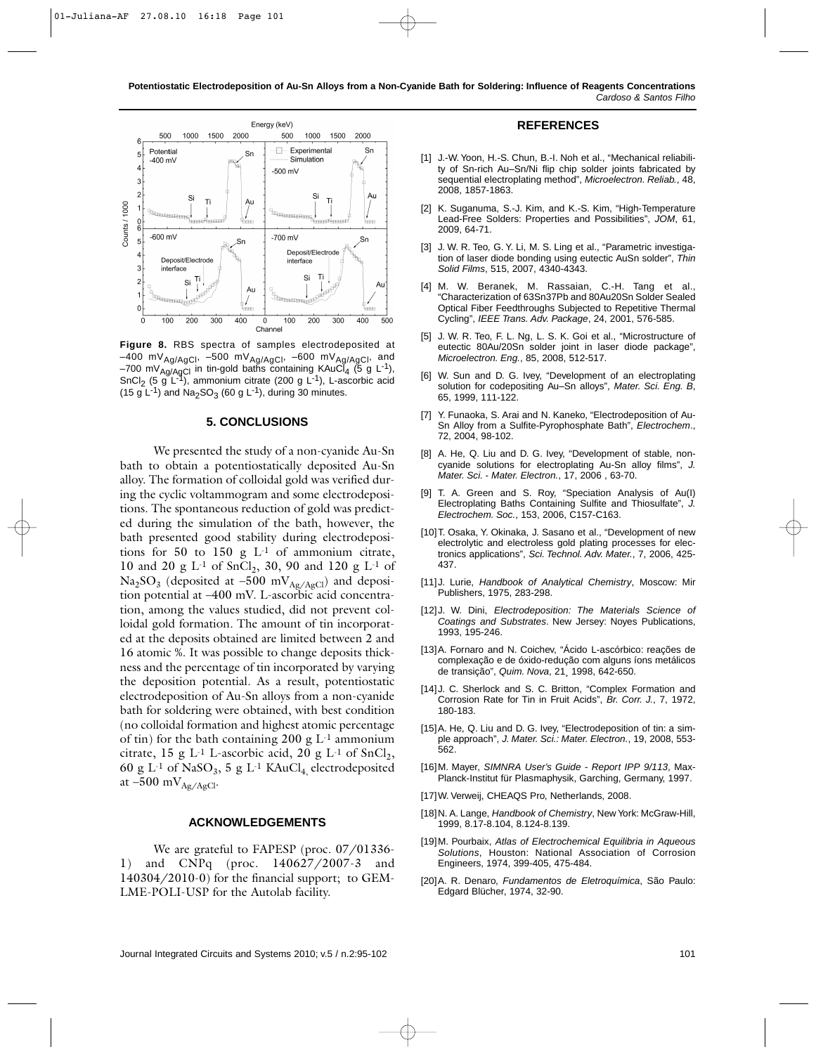**Figure 8.** RBS spectra of samples electrodeposited at $-400\ mV_{Ag/AgCl}$, $-500\ mV_{Ag/AgCl}$, $-600\ mV_{Ag/AgCl}$, and $-700\ mV_{Ag/AgCl}$ in tin-gold baths containing $KAuCl_4$ (5 g $L^{-1}$), $SnCl_2$ (5 g $L^{-1}$), ammonium citrate (200 g $L^{-1}$), L-ascorbic acid (15 g $L^{-1}$) and $Na_2SO_3$ (60 g $L^{-1}$), during 30 minutes.

## 5. CONCLUSIONS

We presented the study of a non-cyanide Au-Sn bath to obtain a potentiostatically deposited Au-Sn alloy. The formation of colloidal gold was verified during the cyclic voltammogram and some electrodepositions. The spontaneous reduction of gold was predicted during the simulation of the bath, however, the bath presented good stability during electrodepositions for 50 to 150 g $L^{-1}$ of ammonium citrate, 10 and 20 g $L^{-1}$ of $SnCl_2$, 30, 90 and 120 g $L^{-1}$ of $Na_2SO_3$ (deposited at $-500\ mV_{Ag/AgCl}$) and deposition potential at –400 mV. L-ascorbic acid concentration, among the values studied, did not prevent colloidal gold formation. The amount of tin incorporated at the deposits obtained are limited between 2 and 16 atomic %. It was possible to change deposits thickness and the percentage of tin incorporated by varying the deposition potential. As a result, potentiostatic electrodeposition of Au-Sn alloys from a non-cyanide bath for soldering were obtained, with best condition (no colloidal formation and highest atomic percentage of tin) for the bath containing 200 g $L^{-1}$ ammonium citrate, 15 g $L^{-1}$ L-ascorbic acid, 20 g $L^{-1}$ of $SnCl_2$, 60 g $L^{-1}$ of $NaSO_3$, 5 g $L^{-1}$ $KAuCl_4$ electrodeposited at $-500\ mV_{Ag/AgCl}$.

## ACKNOWLEDGEMENTS

We are grateful to FAPESP (proc. 07/01336-1) and CNPq (proc. 140627/2007-3 and 140304/2010-0) for the financial support; to GEM-LME-POLI-USP for the Autolab facility.

## REFERENCES

[1] J.-W. Yoon, H.-S. Chun, B.-I. Noh et al., "Mechanical reliability of Sn-rich Au–Sn/Ni flip chip solder joints fabricated by sequential electroplating method", *Microelectron. Reliab.*, 48, 2008, 1857-1863.

[2] K. Suganuma, S.-J. Kim, and K.-S. Kim, "High-Temperature Lead-Free Solders: Properties and Possibilities", *JOM*, 61, 2009, 64-71.

[3] J. W. R. Teo, G. Y. Li, M. S. Ling et al., "Parametric investigation of laser diode bonding using eutectic AuSn solder", *Thin Solid Films*, 515, 2007, 4340-4343.

[4] M. W. Beranek, M. Rassaian, C.-H. Tang et al., "Characterization of 63Sn37Pb and 80Au20Sn Solder Sealed Optical Fiber Feedthroughs Subjected to Repetitive Thermal Cycling", *IEEE Trans. Adv. Package*, 24, 2001, 576-585.

[5] J. W. R. Teo, F. L. Ng, L. S. K. Goi et al., "Microstructure of eutectic 80Au/20Sn solder joint in laser diode package", *Microelectron. Eng.*, 85, 2008, 512-517.

[6] W. Sun and D. G. Ivey, "Development of an electroplating solution for codepositing Au–Sn alloys", *Mater. Sci. Eng. B*, 65, 1999, 111-122.

[7] Y. Funaoka, S. Arai and N. Kaneko, "Electrodeposition of Au-Sn Alloy from a Sulfite-Pyrophosphate Bath", *Electrochem.*, 72, 2004, 98-102.

[8] A. He, Q. Liu and D. G. Ivey, "Development of stable, non-cyanide solutions for electroplating Au-Sn alloy films", *J. Mater. Sci. - Mater. Electron.*, 17, 2006 , 63-70.

[9] T. A. Green and S. Roy, "Speciation Analysis of Au(I) Electroplating Baths Containing Sulfite and Thiosulfate", *J. Electrochem. Soc.*, 153, 2006, C157-C163.

[10] T. Osaka, Y. Okinaka, J. Sasano et al., "Development of new electrolytic and electroless gold plating processes for electronics applications", *Sci. Technol. Adv. Mater.*, 7, 2006, 425-437.

[11] J. Lurie, *Handbook of Analytical Chemistry*, Moscow: Mir Publishers, 1975, 283-298.

[12] J. W. Dini, *Electrodeposition: The Materials Science of Coatings and Substrates*. New Jersey: Noyes Publications, 1993, 195-246.

[13] A. Fornaro and N. Coichev, "Ácido L-ascórbico: reações de complexação e de óxido-redução com alguns íons metálicos de transição", *Quim. Nova*, 21, 1998, 642-650.

[14] J. C. Sherlock and S. C. Britton, "Complex Formation and Corrosion Rate for Tin in Fruit Acids", *Br. Corr. J.*, 7, 1972, 180-183.

[15] A. He, Q. Liu and D. G. Ivey, "Electrodeposition of tin: a simple approach", *J. Mater. Sci.: Mater. Electron.*, 19, 2008, 553-562.

[16] M. Mayer, *SIMNRA User's Guide - Report IPP 9/113*, Max-Planck-Institut für Plasmaphysik, Garching, Germany, 1997.

[17] W. Verweij, CHEAQS Pro, Netherlands, 2008.

[18] N. A. Lange, *Handbook of Chemistry*, New York: McGraw-Hill, 1999, 8.17-8.104, 8.124-8.139.

[19] M. Pourbaix, *Atlas of Electrochemical Equilibria in Aqueous Solutions*, Houston: National Association of Corrosion Engineers, 1974, 399-405, 475-484.

[20] A. R. Denaro, *Fundamentos de Eletroquímica*, São Paulo: Edgard Blücher, 1974, 32-90.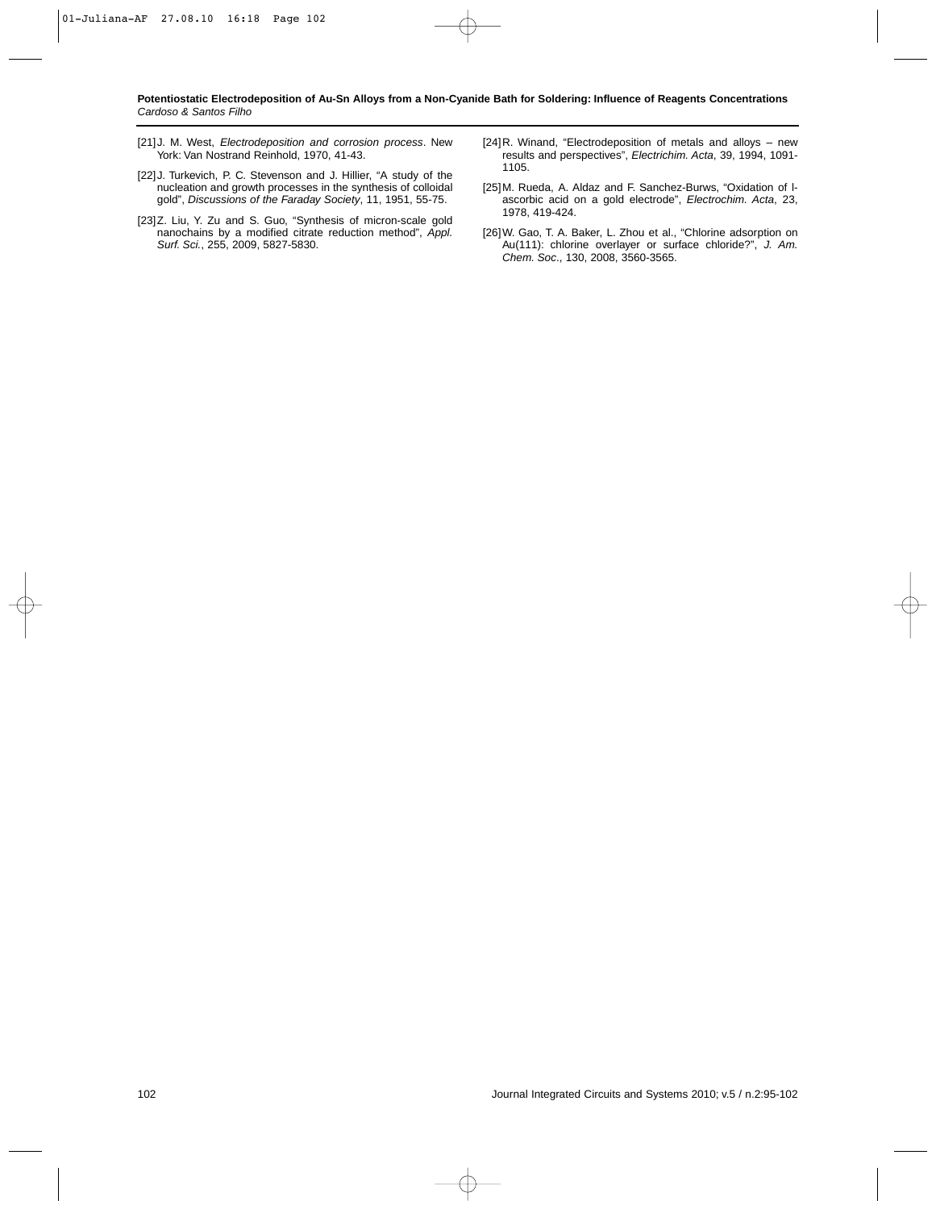[21] J. M. West, *Electrodeposition and corrosion process*. New York: Van Nostrand Reinhold, 1970, 41-43.

[22] J. Turkevich, P. C. Stevenson and J. Hillier, "A study of the nucleation and growth processes in the synthesis of colloidal gold", *Discussions of the Faraday Society*, 11, 1951, 55-75.

[23] Z. Liu, Y. Zu and S. Guo, "Synthesis of micron-scale gold nanochains by a modified citrate reduction method", *Appl. Surf. Sci.*, 255, 2009, 5827-5830.

[24] R. Winand, "Electrodeposition of metals and alloys – new results and perspectives", *Electrichim. Acta*, 39, 1994, 1091-1105.

[25] M. Rueda, A. Aldaz and F. Sanchez-Burws, "Oxidation of l-ascorbic acid on a gold electrode", *Electrochim. Acta*, 23, 1978, 419-424.

[26] W. Gao, T. A. Baker, L. Zhou et al., "Chlorine adsorption on Au(111): chlorine overlayer or surface chloride?", *J. Am. Chem. Soc.*, 130, 2008, 3560-3565.